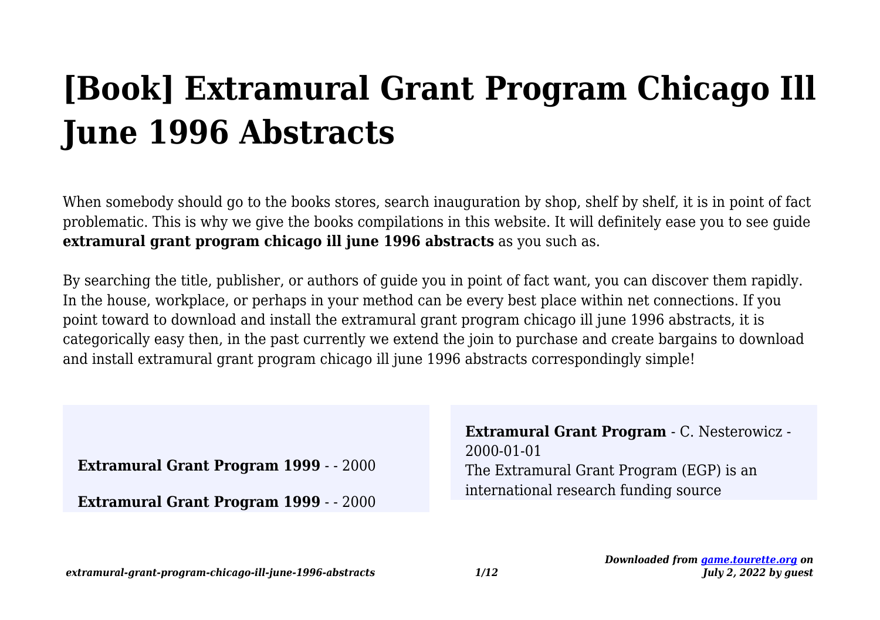# [Book] Extramural Grant Program Chicago Ill June 1996 Abstracts

When somebody should go to the books stores, search inauguration by shop, shelf by shelf, it is in point of fact problematic. This is why we give the books compilations in this website. It will definitely ease you to see guide **extramural grant program chicago ill june 1996 abstracts** as you such as.

By searching the title, publisher, or authors of guide you in point of fact want, you can discover them rapidly. In the house, workplace, or perhaps in your method can be every best place within net connections. If you point toward to download and install the extramural grant program chicago ill june 1996 abstracts, it is categorically easy then, in the past currently we extend the join to purchase and create bargains to download and install extramural grant program chicago ill june 1996 abstracts correspondingly simple!

**Extramural Grant Program 1999** - - 2000

**Extramural Grant Program 1999** - - 2000

**Extramural Grant Program** - C. Nesterowicz - 2000-01-01
The Extramural Grant Program (EGP) is an international research funding source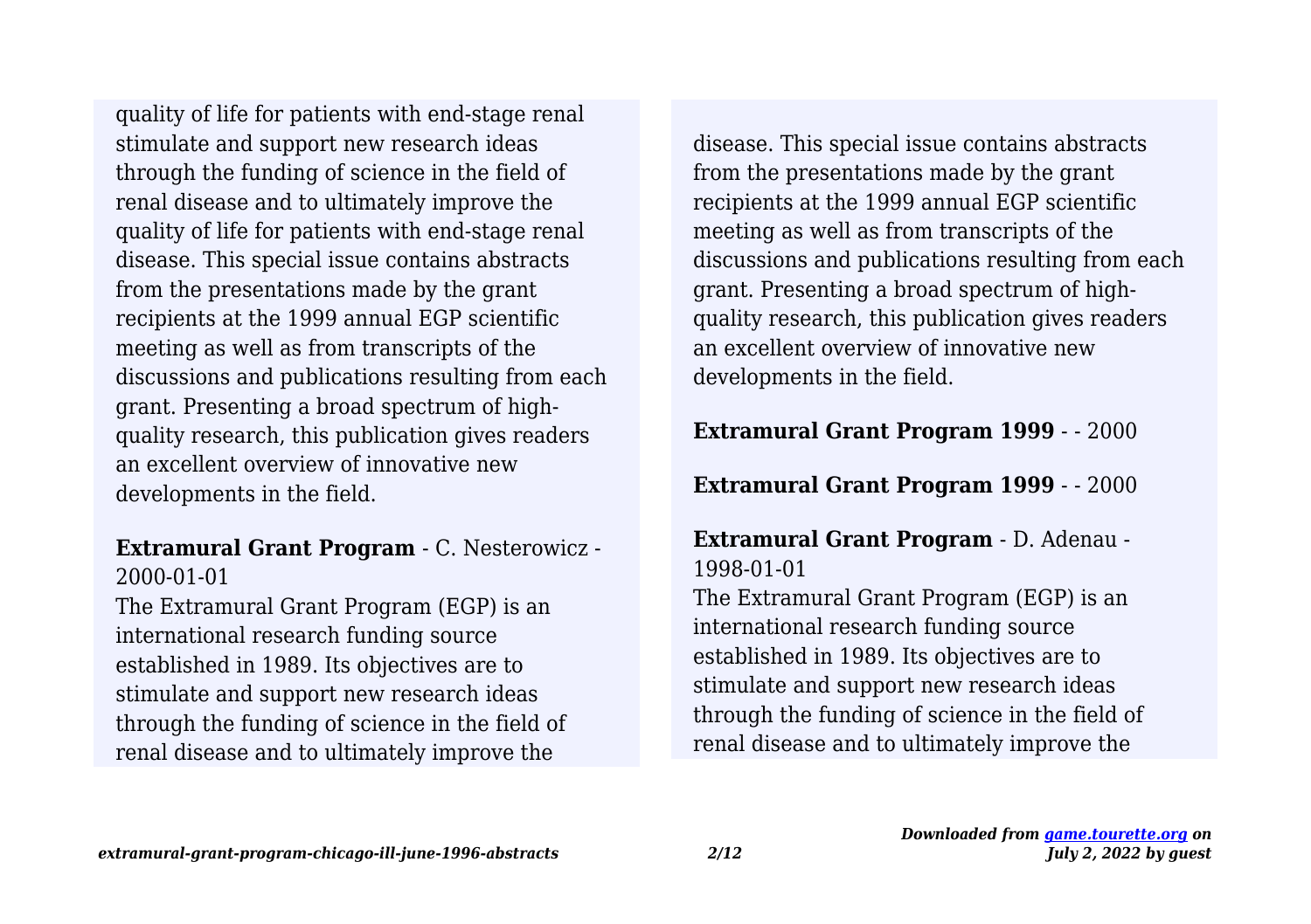quality of life for patients with end-stage renal stimulate and support new research ideas through the funding of science in the field of renal disease and to ultimately improve the quality of life for patients with end-stage renal disease. This special issue contains abstracts from the presentations made by the grant recipients at the 1999 annual EGP scientific meeting as well as from transcripts of the discussions and publications resulting from each grant. Presenting a broad spectrum of high-quality research, this publication gives readers an excellent overview of innovative new developments in the field.

**Extramural Grant Program** - C. Nesterowicz - 2000-01-01

The Extramural Grant Program (EGP) is an international research funding source established in 1989. Its objectives are to stimulate and support new research ideas through the funding of science in the field of renal disease and to ultimately improve the quality of life for patients with end-stage renal disease. This special issue contains abstracts from the presentations made by the grant recipients at the 1999 annual EGP scientific meeting as well as from transcripts of the discussions and publications resulting from each grant. Presenting a broad spectrum of high-quality research, this publication gives readers an excellent overview of innovative new developments in the field.

**Extramural Grant Program 1999** - - 2000

**Extramural Grant Program 1999** - - 2000

**Extramural Grant Program** - D. Adenau - 1998-01-01

The Extramural Grant Program (EGP) is an international research funding source established in 1989. Its objectives are to stimulate and support new research ideas through the funding of science in the field of renal disease and to ultimately improve the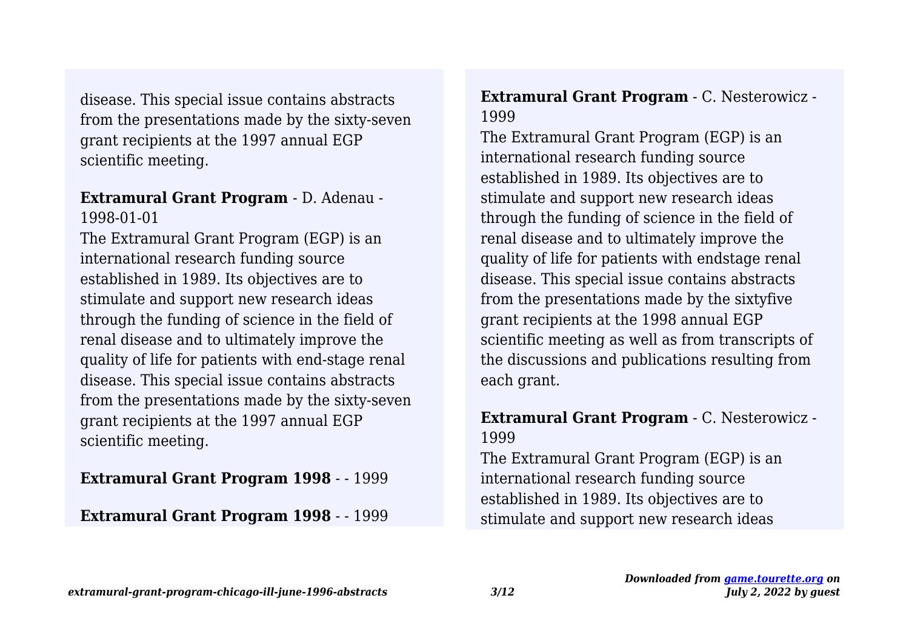disease. This special issue contains abstracts from the presentations made by the sixty-seven grant recipients at the 1997 annual EGP scientific meeting.

**Extramural Grant Program** - D. Adenau - 1998-01-01

The Extramural Grant Program (EGP) is an international research funding source established in 1989. Its objectives are to stimulate and support new research ideas through the funding of science in the field of renal disease and to ultimately improve the quality of life for patients with end-stage renal disease. This special issue contains abstracts from the presentations made by the sixty-seven grant recipients at the 1997 annual EGP scientific meeting.

**Extramural Grant Program 1998** - - 1999

**Extramural Grant Program 1998** - - 1999

**Extramural Grant Program** - C. Nesterowicz - 1999

The Extramural Grant Program (EGP) is an international research funding source established in 1989. Its objectives are to stimulate and support new research ideas through the funding of science in the field of renal disease and to ultimately improve the quality of life for patients with endstage renal disease. This special issue contains abstracts from the presentations made by the sixtyfive grant recipients at the 1998 annual EGP scientific meeting as well as from transcripts of the discussions and publications resulting from each grant.

**Extramural Grant Program** - C. Nesterowicz - 1999

The Extramural Grant Program (EGP) is an international research funding source established in 1989. Its objectives are to stimulate and support new research ideas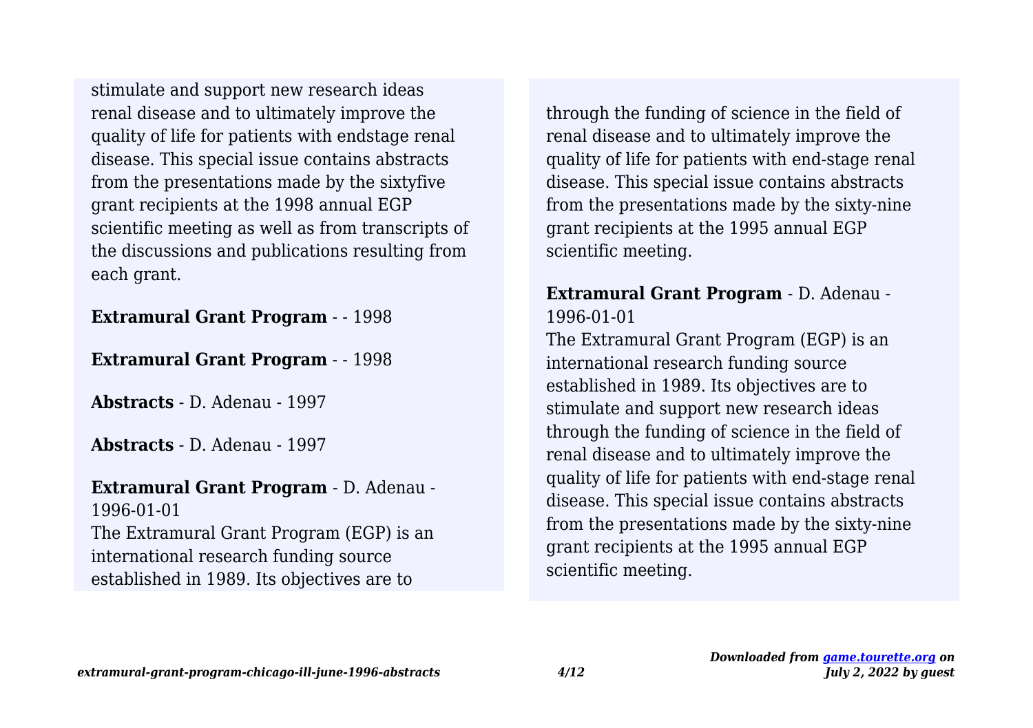stimulate and support new research ideas renal disease and to ultimately improve the quality of life for patients with endstage renal disease. This special issue contains abstracts from the presentations made by the sixtyfive grant recipients at the 1998 annual EGP scientific meeting as well as from transcripts of the discussions and publications resulting from each grant.

**Extramural Grant Program** - - 1998

**Extramural Grant Program** - - 1998

**Abstracts** - D. Adenau - 1997

**Abstracts** - D. Adenau - 1997

**Extramural Grant Program** - D. Adenau - 1996-01-01
The Extramural Grant Program (EGP) is an international research funding source established in 1989. Its objectives are to through the funding of science in the field of renal disease and to ultimately improve the quality of life for patients with end-stage renal disease. This special issue contains abstracts from the presentations made by the sixty-nine grant recipients at the 1995 annual EGP scientific meeting.

**Extramural Grant Program** - D. Adenau - 1996-01-01
The Extramural Grant Program (EGP) is an international research funding source established in 1989. Its objectives are to stimulate and support new research ideas through the funding of science in the field of renal disease and to ultimately improve the quality of life for patients with end-stage renal disease. This special issue contains abstracts from the presentations made by the sixty-nine grant recipients at the 1995 annual EGP scientific meeting.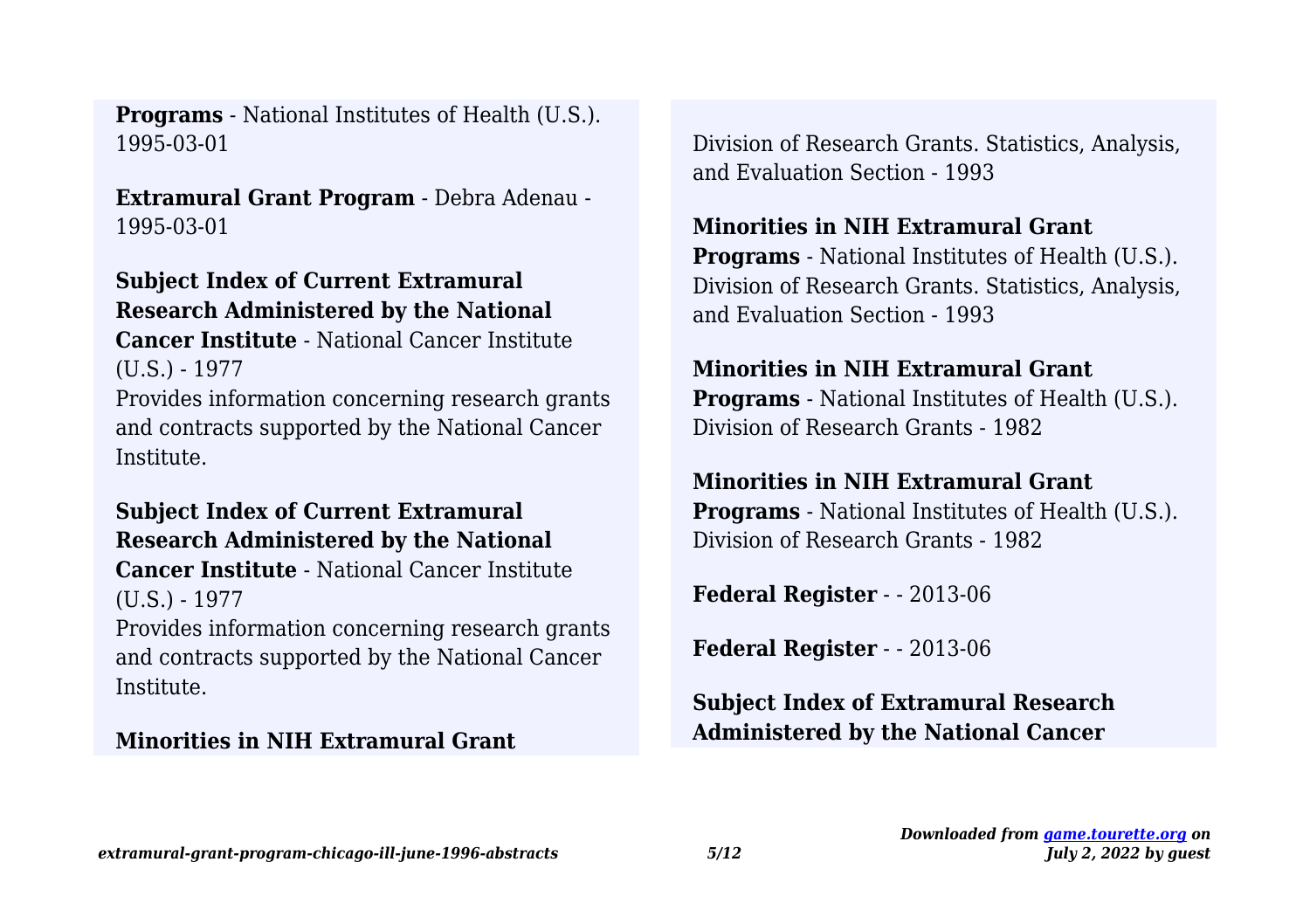**Programs** - National Institutes of Health (U.S.). 1995-03-01

**Extramural Grant Program** - Debra Adenau - 1995-03-01

**Subject Index of Current Extramural Research Administered by the National Cancer Institute** - National Cancer Institute (U.S.) - 1977
Provides information concerning research grants and contracts supported by the National Cancer Institute.

**Subject Index of Current Extramural Research Administered by the National Cancer Institute** - National Cancer Institute (U.S.) - 1977
Provides information concerning research grants and contracts supported by the National Cancer Institute.

**Minorities in NIH Extramural Grant**

Division of Research Grants. Statistics, Analysis, and Evaluation Section - 1993

**Minorities in NIH Extramural Grant Programs** - National Institutes of Health (U.S.). Division of Research Grants. Statistics, Analysis, and Evaluation Section - 1993

**Minorities in NIH Extramural Grant Programs** - National Institutes of Health (U.S.). Division of Research Grants - 1982

**Minorities in NIH Extramural Grant Programs** - National Institutes of Health (U.S.). Division of Research Grants - 1982

**Federal Register** - - 2013-06

**Federal Register** - - 2013-06

**Subject Index of Extramural Research Administered by the National Cancer**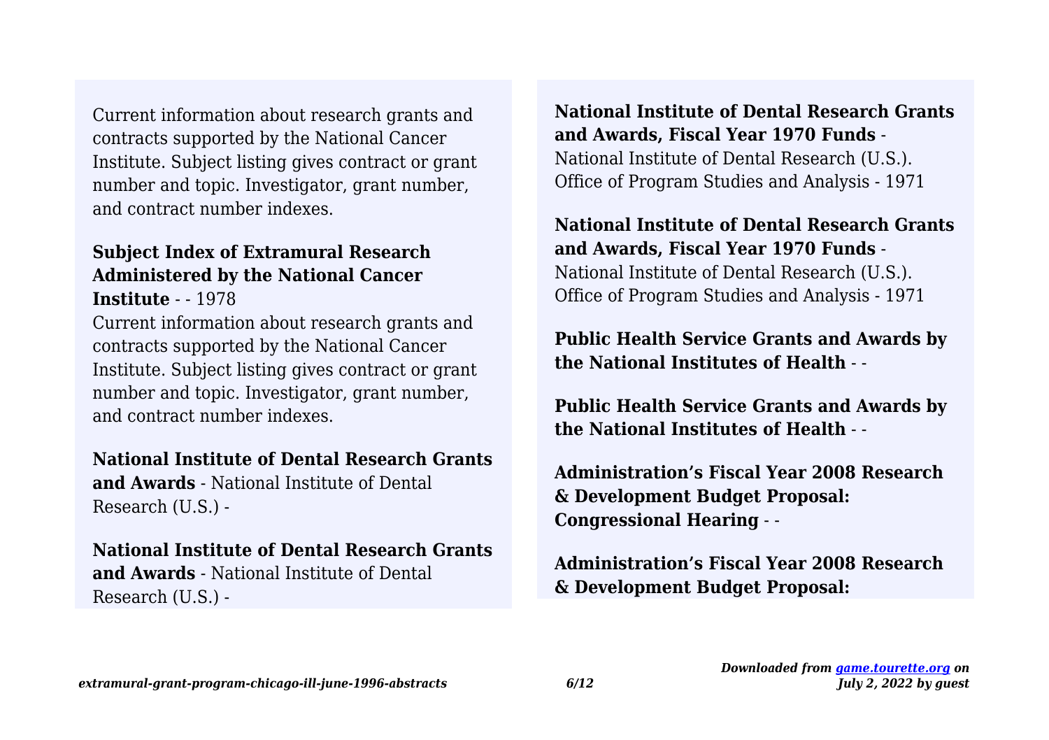Current information about research grants and contracts supported by the National Cancer Institute. Subject listing gives contract or grant number and topic. Investigator, grant number, and contract number indexes.

**Subject Index of Extramural Research Administered by the National Cancer Institute** - - 1978

Current information about research grants and contracts supported by the National Cancer Institute. Subject listing gives contract or grant number and topic. Investigator, grant number, and contract number indexes.

**National Institute of Dental Research Grants and Awards** - National Institute of Dental Research (U.S.) -

**National Institute of Dental Research Grants and Awards** - National Institute of Dental Research (U.S.) -

**National Institute of Dental Research Grants and Awards, Fiscal Year 1970 Funds** - National Institute of Dental Research (U.S.). Office of Program Studies and Analysis - 1971

**National Institute of Dental Research Grants and Awards, Fiscal Year 1970 Funds** - National Institute of Dental Research (U.S.). Office of Program Studies and Analysis - 1971

**Public Health Service Grants and Awards by the National Institutes of Health** - -

**Public Health Service Grants and Awards by the National Institutes of Health** - -

**Administration's Fiscal Year 2008 Research & Development Budget Proposal: Congressional Hearing** - -

**Administration's Fiscal Year 2008 Research & Development Budget Proposal:**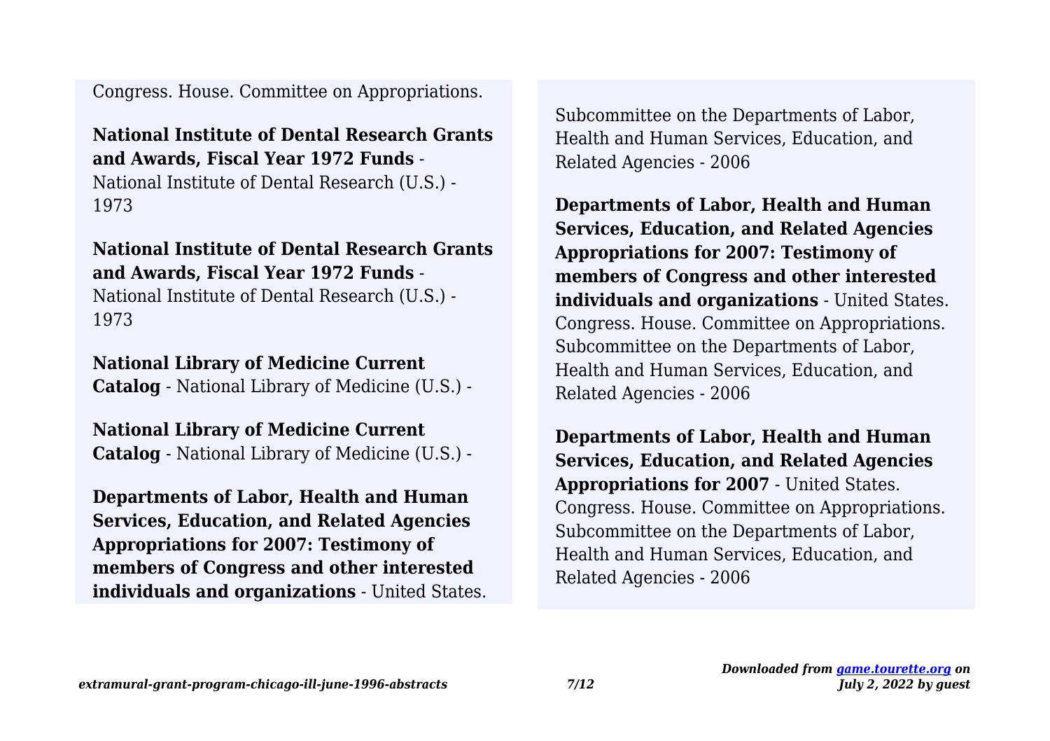Congress. House. Committee on Appropriations.

**National Institute of Dental Research Grants and Awards, Fiscal Year 1972 Funds** - National Institute of Dental Research (U.S.) - 1973

**National Institute of Dental Research Grants and Awards, Fiscal Year 1972 Funds** - National Institute of Dental Research (U.S.) - 1973

**National Library of Medicine Current Catalog** - National Library of Medicine (U.S.) -

**National Library of Medicine Current Catalog** - National Library of Medicine (U.S.) -

**Departments of Labor, Health and Human Services, Education, and Related Agencies Appropriations for 2007: Testimony of members of Congress and other interested individuals and organizations** - United States. Subcommittee on the Departments of Labor, Health and Human Services, Education, and Related Agencies - 2006

**Departments of Labor, Health and Human Services, Education, and Related Agencies Appropriations for 2007: Testimony of members of Congress and other interested individuals and organizations** - United States. Congress. House. Committee on Appropriations. Subcommittee on the Departments of Labor, Health and Human Services, Education, and Related Agencies - 2006

**Departments of Labor, Health and Human Services, Education, and Related Agencies Appropriations for 2007** - United States. Congress. House. Committee on Appropriations. Subcommittee on the Departments of Labor, Health and Human Services, Education, and Related Agencies - 2006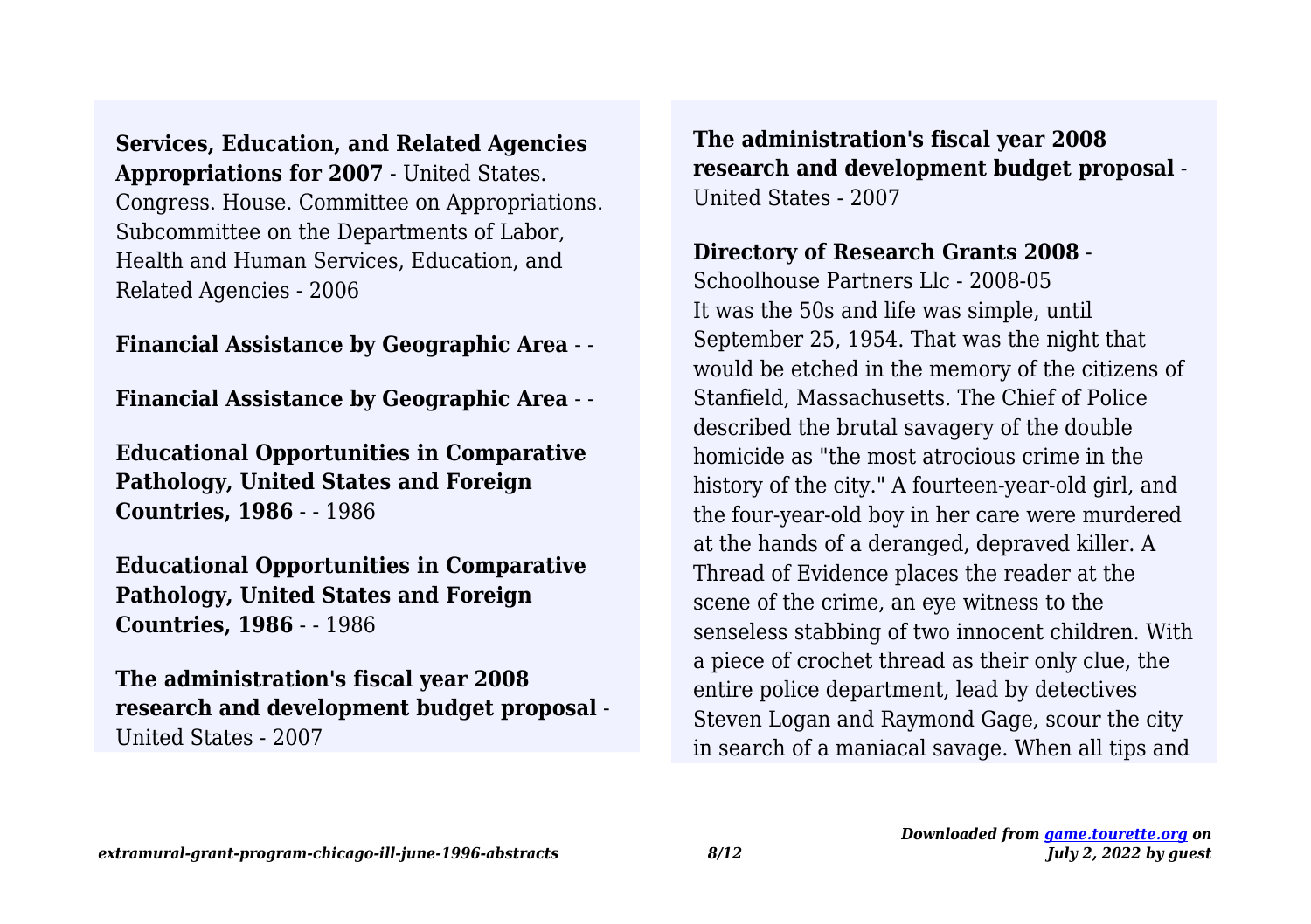**Services, Education, and Related Agencies Appropriations for 2007** - United States. Congress. House. Committee on Appropriations. Subcommittee on the Departments of Labor, Health and Human Services, Education, and Related Agencies - 2006

**Financial Assistance by Geographic Area** - -

**Financial Assistance by Geographic Area** - -

**Educational Opportunities in Comparative Pathology, United States and Foreign Countries, 1986** - - 1986

**Educational Opportunities in Comparative Pathology, United States and Foreign Countries, 1986** - - 1986

**The administration's fiscal year 2008 research and development budget proposal** - United States - 2007

**The administration's fiscal year 2008 research and development budget proposal** - United States - 2007

**Directory of Research Grants 2008** - Schoolhouse Partners Llc - 2008-05
It was the 50s and life was simple, until September 25, 1954. That was the night that would be etched in the memory of the citizens of Stanfield, Massachusetts. The Chief of Police described the brutal savagery of the double homicide as "the most atrocious crime in the history of the city." A fourteen-year-old girl, and the four-year-old boy in her care were murdered at the hands of a deranged, depraved killer. A Thread of Evidence places the reader at the scene of the crime, an eye witness to the senseless stabbing of two innocent children. With a piece of crochet thread as their only clue, the entire police department, lead by detectives Steven Logan and Raymond Gage, scour the city in search of a maniacal savage. When all tips and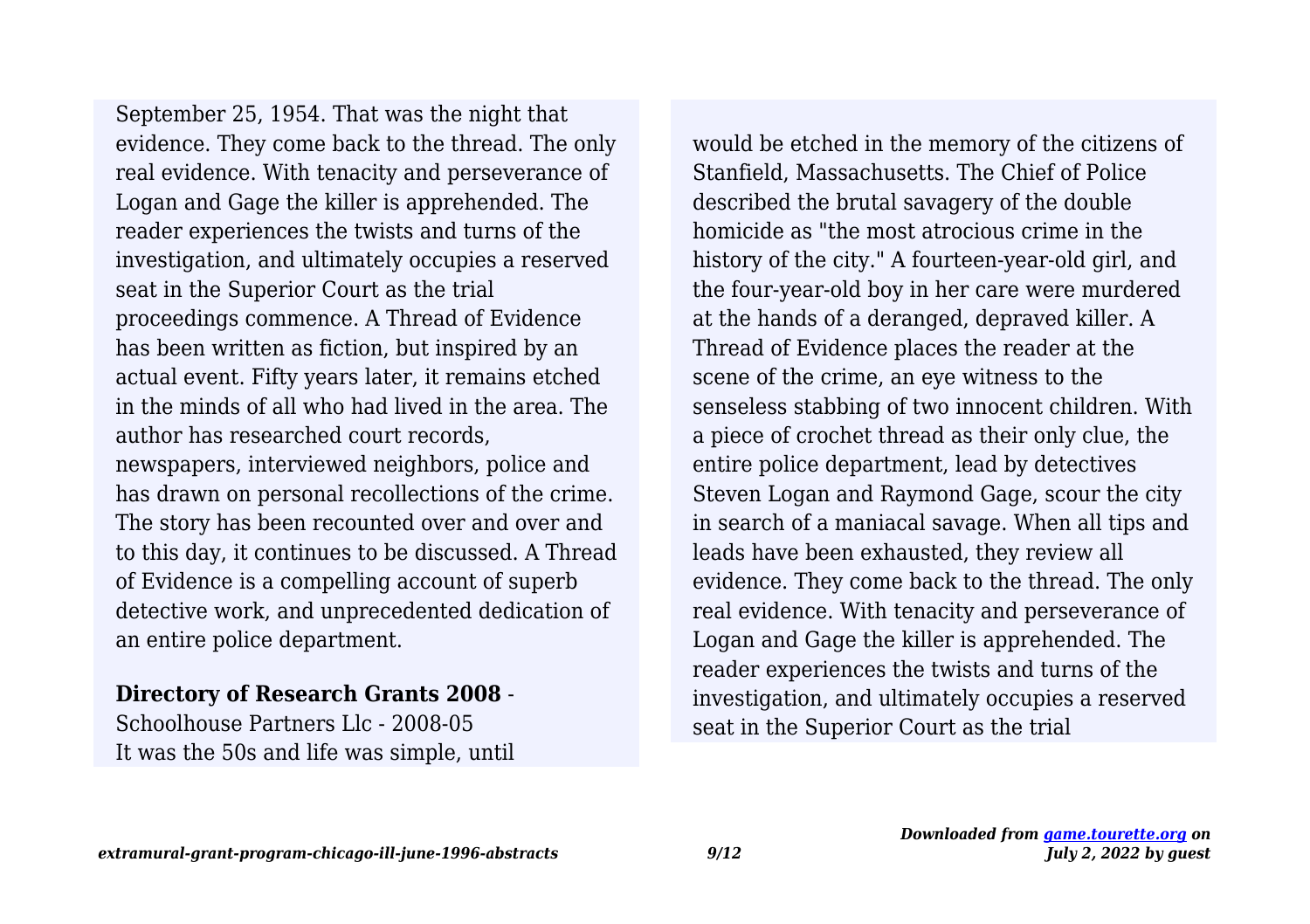September 25, 1954. That was the night that evidence. They come back to the thread. The only real evidence. With tenacity and perseverance of Logan and Gage the killer is apprehended. The reader experiences the twists and turns of the investigation, and ultimately occupies a reserved seat in the Superior Court as the trial proceedings commence. A Thread of Evidence has been written as fiction, but inspired by an actual event. Fifty years later, it remains etched in the minds of all who had lived in the area. The author has researched court records, newspapers, interviewed neighbors, police and has drawn on personal recollections of the crime. The story has been recounted over and over and to this day, it continues to be discussed. A Thread of Evidence is a compelling account of superb detective work, and unprecedented dedication of an entire police department.

**Directory of Research Grants 2008** - Schoolhouse Partners Llc - 2008-05

It was the 50s and life was simple, until would be etched in the memory of the citizens of Stanfield, Massachusetts. The Chief of Police described the brutal savagery of the double homicide as "the most atrocious crime in the history of the city." A fourteen-year-old girl, and the four-year-old boy in her care were murdered at the hands of a deranged, depraved killer. A Thread of Evidence places the reader at the scene of the crime, an eye witness to the senseless stabbing of two innocent children. With a piece of crochet thread as their only clue, the entire police department, lead by detectives Steven Logan and Raymond Gage, scour the city in search of a maniacal savage. When all tips and leads have been exhausted, they review all evidence. They come back to the thread. The only real evidence. With tenacity and perseverance of Logan and Gage the killer is apprehended. The reader experiences the twists and turns of the investigation, and ultimately occupies a reserved seat in the Superior Court as the trial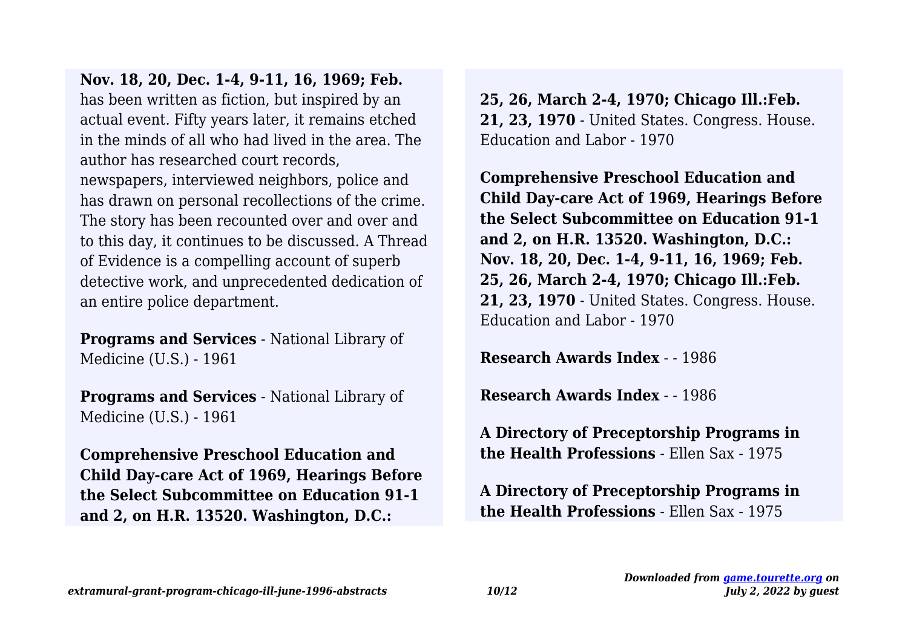**Nov. 18, 20, Dec. 1-4, 9-11, 16, 1969; Feb.** has been written as fiction, but inspired by an actual event. Fifty years later, it remains etched in the minds of all who had lived in the area. The author has researched court records, newspapers, interviewed neighbors, police and has drawn on personal recollections of the crime. The story has been recounted over and over and to this day, it continues to be discussed. A Thread of Evidence is a compelling account of superb detective work, and unprecedented dedication of an entire police department.

**Programs and Services** - National Library of Medicine (U.S.) - 1961

**Programs and Services** - National Library of Medicine (U.S.) - 1961

**Comprehensive Preschool Education and Child Day-care Act of 1969, Hearings Before the Select Subcommittee on Education 91-1 and 2, on H.R. 13520. Washington, D.C.: 25, 26, March 2-4, 1970; Chicago Ill.:Feb. 21, 23, 1970** - United States. Congress. House. Education and Labor - 1970

**Comprehensive Preschool Education and Child Day-care Act of 1969, Hearings Before the Select Subcommittee on Education 91-1 and 2, on H.R. 13520. Washington, D.C.: Nov. 18, 20, Dec. 1-4, 9-11, 16, 1969; Feb. 25, 26, March 2-4, 1970; Chicago Ill.:Feb. 21, 23, 1970** - United States. Congress. House. Education and Labor - 1970

**Research Awards Index** - - 1986

**Research Awards Index** - - 1986

**A Directory of Preceptorship Programs in the Health Professions** - Ellen Sax - 1975

**A Directory of Preceptorship Programs in the Health Professions** - Ellen Sax - 1975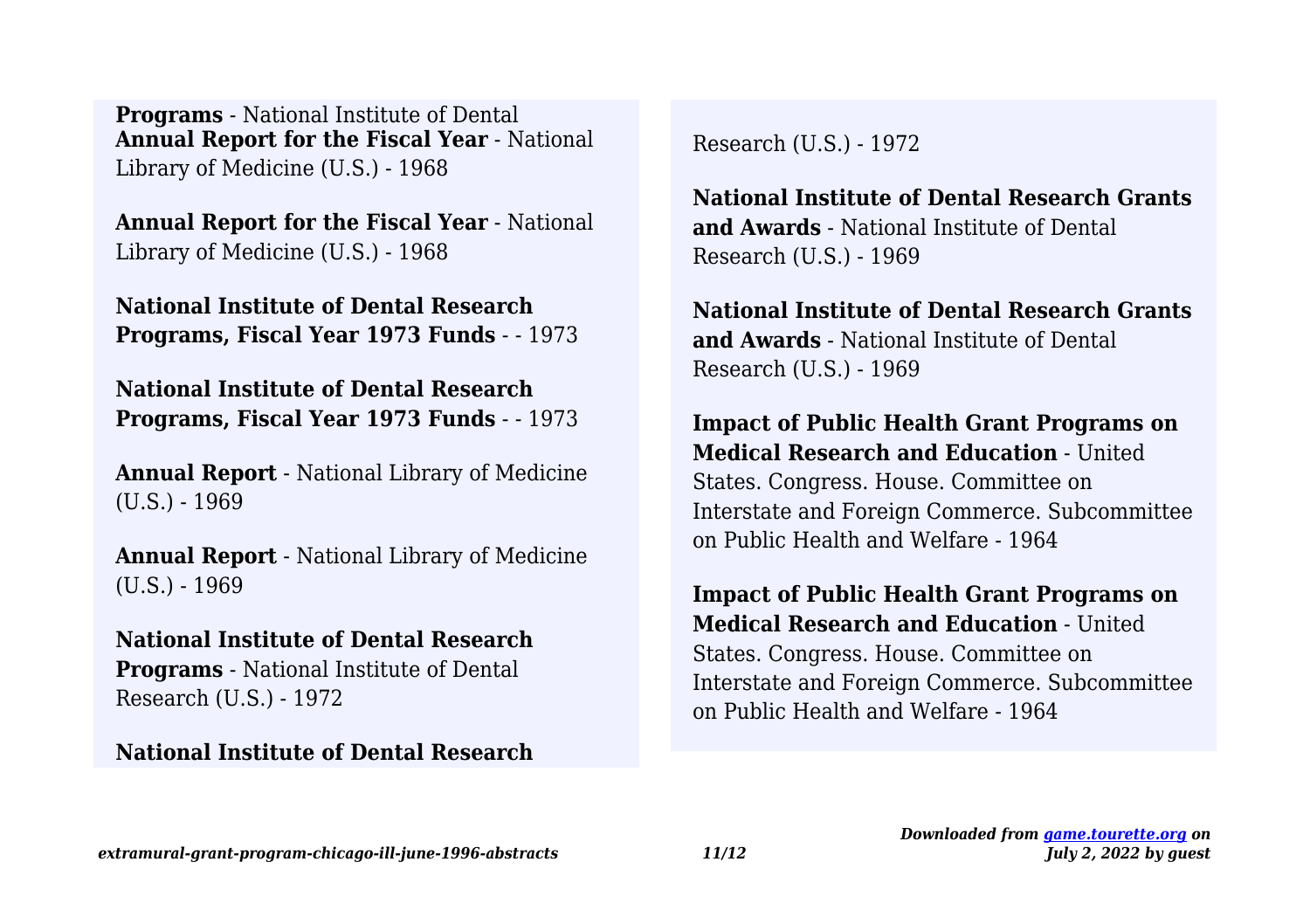**Programs** - National Institute of Dental

**Annual Report for the Fiscal Year** - National Library of Medicine (U.S.) - 1968

**Annual Report for the Fiscal Year** - National Library of Medicine (U.S.) - 1968

**National Institute of Dental Research Programs, Fiscal Year 1973 Funds** - - 1973

**National Institute of Dental Research Programs, Fiscal Year 1973 Funds** - - 1973

**Annual Report** - National Library of Medicine (U.S.) - 1969

**Annual Report** - National Library of Medicine (U.S.) - 1969

**National Institute of Dental Research Programs** - National Institute of Dental Research (U.S.) - 1972

**National Institute of Dental Research**

Research (U.S.) - 1972

**National Institute of Dental Research Grants and Awards** - National Institute of Dental Research (U.S.) - 1969

**National Institute of Dental Research Grants and Awards** - National Institute of Dental Research (U.S.) - 1969

**Impact of Public Health Grant Programs on Medical Research and Education** - United States. Congress. House. Committee on Interstate and Foreign Commerce. Subcommittee on Public Health and Welfare - 1964

**Impact of Public Health Grant Programs on Medical Research and Education** - United States. Congress. House. Committee on Interstate and Foreign Commerce. Subcommittee on Public Health and Welfare - 1964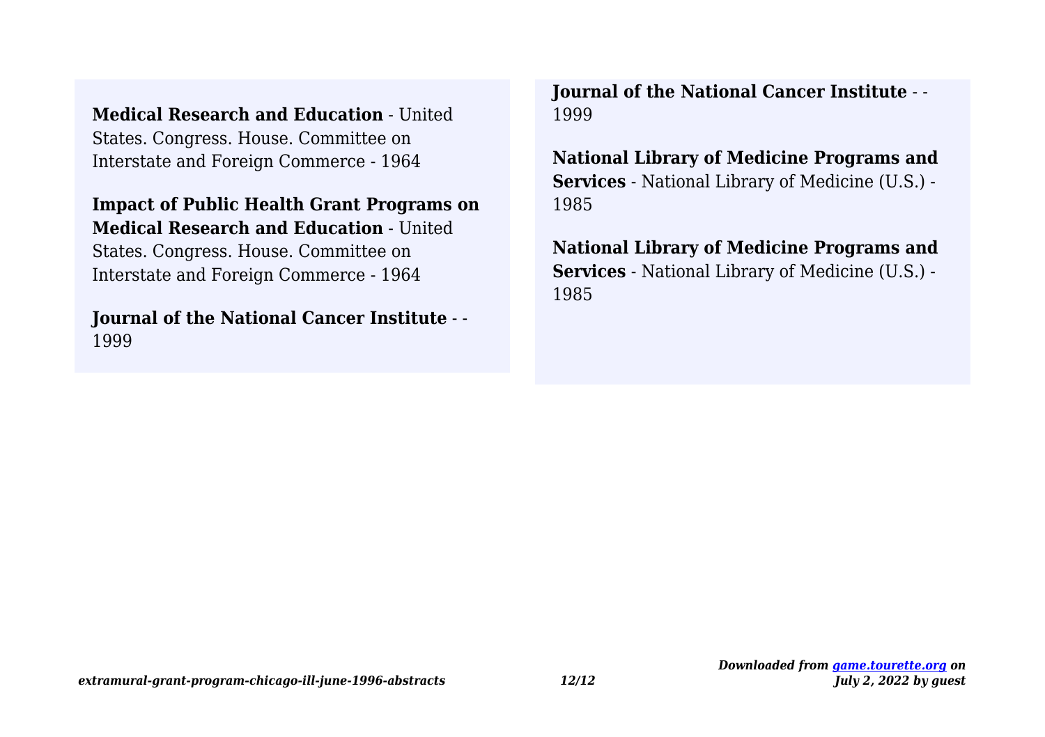**Medical Research and Education** - United States. Congress. House. Committee on Interstate and Foreign Commerce - 1964

**Impact of Public Health Grant Programs on Medical Research and Education** - United States. Congress. House. Committee on Interstate and Foreign Commerce - 1964

**Journal of the National Cancer Institute** - - 1999

**Journal of the National Cancer Institute** - - 1999

**National Library of Medicine Programs and Services** - National Library of Medicine (U.S.) - 1985

**National Library of Medicine Programs and Services** - National Library of Medicine (U.S.) - 1985